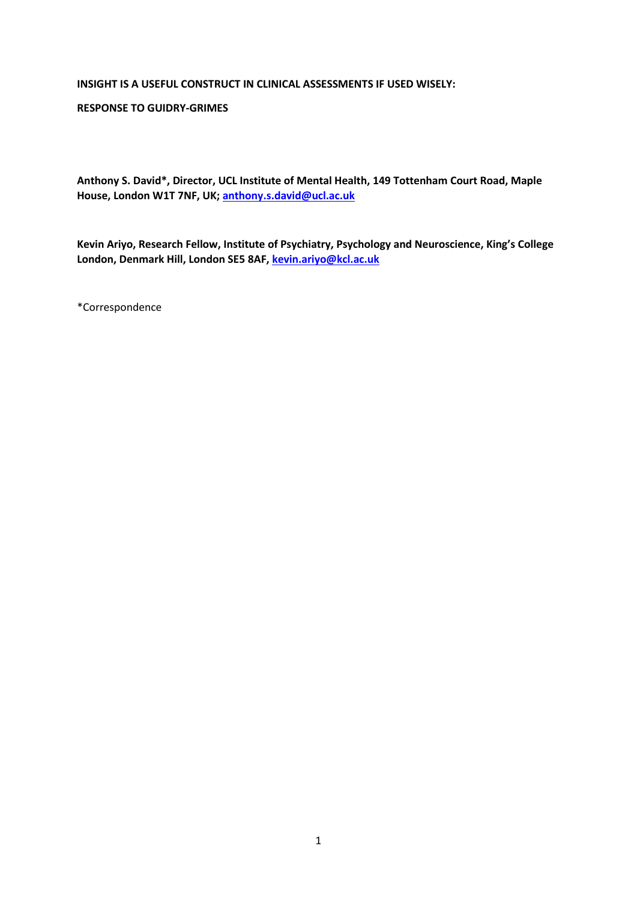**INSIGHT IS A USEFUL CONSTRUCT IN CLINICAL ASSESSMENTS IF USED WISELY:**

**RESPONSE TO GUIDRY-GRIMES**

**Anthony S. David\*, Director, UCL Institute of Mental Health, 149 Tottenham Court Road, Maple House, London W1T 7NF, UK; anthony.s.david@ucl.ac.uk**

**Kevin Ariyo, Research Fellow, Institute of Psychiatry, Psychology and Neuroscience, King's College London, Denmark Hill, London SE5 8AF, kevin.ariyo@kcl.ac.uk**

\*Correspondence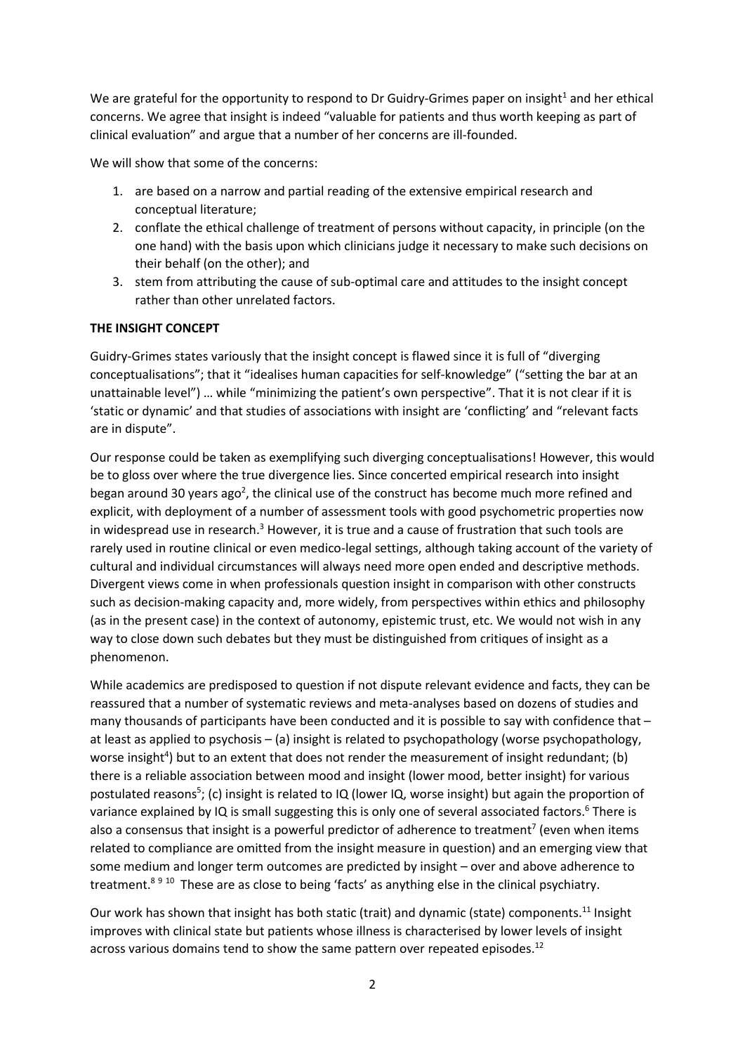We are grateful for the opportunity to respond to Dr Guidry-Grimes paper on insight[1] and her ethical concerns. We agree that insight is indeed "valuable for patients and thus worth keeping as part of clinical evaluation" and argue that a number of her concerns are ill-founded.

We will show that some of the concerns:

1. are based on a narrow and partial reading of the extensive empirical research and conceptual literature;
2. conflate the ethical challenge of treatment of persons without capacity, in principle (on the one hand) with the basis upon which clinicians judge it necessary to make such decisions on their behalf (on the other); and
3. stem from attributing the cause of sub-optimal care and attitudes to the insight concept rather than other unrelated factors.

**THE INSIGHT CONCEPT**

Guidry-Grimes states variously that the insight concept is flawed since it is full of "diverging conceptualisations"; that it "idealises human capacities for self-knowledge" ("setting the bar at an unattainable level") … while "minimizing the patient's own perspective". That it is not clear if it is 'static or dynamic' and that studies of associations with insight are 'conflicting' and "relevant facts are in dispute".

Our response could be taken as exemplifying such diverging conceptualisations! However, this would be to gloss over where the true divergence lies. Since concerted empirical research into insight began around 30 years ago[2], the clinical use of the construct has become much more refined and explicit, with deployment of a number of assessment tools with good psychometric properties now in widespread use in research.[3] However, it is true and a cause of frustration that such tools are rarely used in routine clinical or even medico-legal settings, although taking account of the variety of cultural and individual circumstances will always need more open ended and descriptive methods. Divergent views come in when professionals question insight in comparison with other constructs such as decision-making capacity and, more widely, from perspectives within ethics and philosophy (as in the present case) in the context of autonomy, epistemic trust, etc. We would not wish in any way to close down such debates but they must be distinguished from critiques of insight as a phenomenon.

While academics are predisposed to question if not dispute relevant evidence and facts, they can be reassured that a number of systematic reviews and meta-analyses based on dozens of studies and many thousands of participants have been conducted and it is possible to say with confidence that – at least as applied to psychosis – (a) insight is related to psychopathology (worse psychopathology, worse insight[4]) but to an extent that does not render the measurement of insight redundant; (b) there is a reliable association between mood and insight (lower mood, better insight) for various postulated reasons[5]; (c) insight is related to IQ (lower IQ, worse insight) but again the proportion of variance explained by IQ is small suggesting this is only one of several associated factors.[6] There is also a consensus that insight is a powerful predictor of adherence to treatment[7] (even when items related to compliance are omitted from the insight measure in question) and an emerging view that some medium and longer term outcomes are predicted by insight – over and above adherence to treatment.[8 9 10] These are as close to being 'facts' as anything else in the clinical psychiatry.

Our work has shown that insight has both static (trait) and dynamic (state) components.[11] Insight improves with clinical state but patients whose illness is characterised by lower levels of insight across various domains tend to show the same pattern over repeated episodes.[12]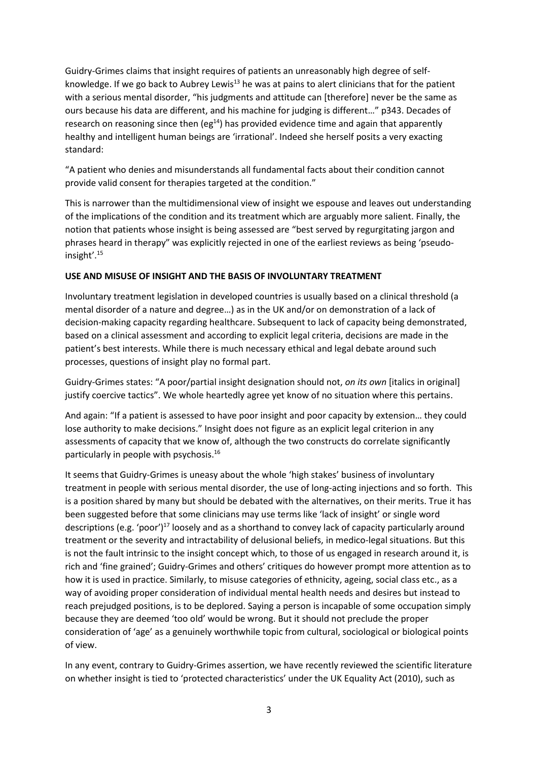Guidry-Grimes claims that insight requires of patients an unreasonably high degree of self-knowledge. If we go back to Aubrey Lewis[13] he was at pains to alert clinicians that for the patient with a serious mental disorder, "his judgments and attitude can [therefore] never be the same as ours because his data are different, and his machine for judging is different…" p343. Decades of research on reasoning since then (eg[14]) has provided evidence time and again that apparently healthy and intelligent human beings are 'irrational'. Indeed she herself posits a very exacting standard:

"A patient who denies and misunderstands all fundamental facts about their condition cannot provide valid consent for therapies targeted at the condition."

This is narrower than the multidimensional view of insight we espouse and leaves out understanding of the implications of the condition and its treatment which are arguably more salient. Finally, the notion that patients whose insight is being assessed are "best served by regurgitating jargon and phrases heard in therapy" was explicitly rejected in one of the earliest reviews as being 'pseudo-insight'.[15]

**USE AND MISUSE OF INSIGHT AND THE BASIS OF INVOLUNTARY TREATMENT**

Involuntary treatment legislation in developed countries is usually based on a clinical threshold (a mental disorder of a nature and degree…) as in the UK and/or on demonstration of a lack of decision-making capacity regarding healthcare. Subsequent to lack of capacity being demonstrated, based on a clinical assessment and according to explicit legal criteria, decisions are made in the patient's best interests. While there is much necessary ethical and legal debate around such processes, questions of insight play no formal part.

Guidry-Grimes states: "A poor/partial insight designation should not, *on its own* [italics in original] justify coercive tactics". We whole heartedly agree yet know of no situation where this pertains.

And again: "If a patient is assessed to have poor insight and poor capacity by extension… they could lose authority to make decisions." Insight does not figure as an explicit legal criterion in any assessments of capacity that we know of, although the two constructs do correlate significantly particularly in people with psychosis.[16]

It seems that Guidry-Grimes is uneasy about the whole 'high stakes' business of involuntary treatment in people with serious mental disorder, the use of long-acting injections and so forth. This is a position shared by many but should be debated with the alternatives, on their merits. True it has been suggested before that some clinicians may use terms like 'lack of insight' or single word descriptions (e.g. 'poor')[17] loosely and as a shorthand to convey lack of capacity particularly around treatment or the severity and intractability of delusional beliefs, in medico-legal situations. But this is not the fault intrinsic to the insight concept which, to those of us engaged in research around it, is rich and 'fine grained'; Guidry-Grimes and others' critiques do however prompt more attention as to how it is used in practice. Similarly, to misuse categories of ethnicity, ageing, social class etc., as a way of avoiding proper consideration of individual mental health needs and desires but instead to reach prejudged positions, is to be deplored. Saying a person is incapable of some occupation simply because they are deemed 'too old' would be wrong. But it should not preclude the proper consideration of 'age' as a genuinely worthwhile topic from cultural, sociological or biological points of view.

In any event, contrary to Guidry-Grimes assertion, we have recently reviewed the scientific literature on whether insight is tied to 'protected characteristics' under the UK Equality Act (2010), such as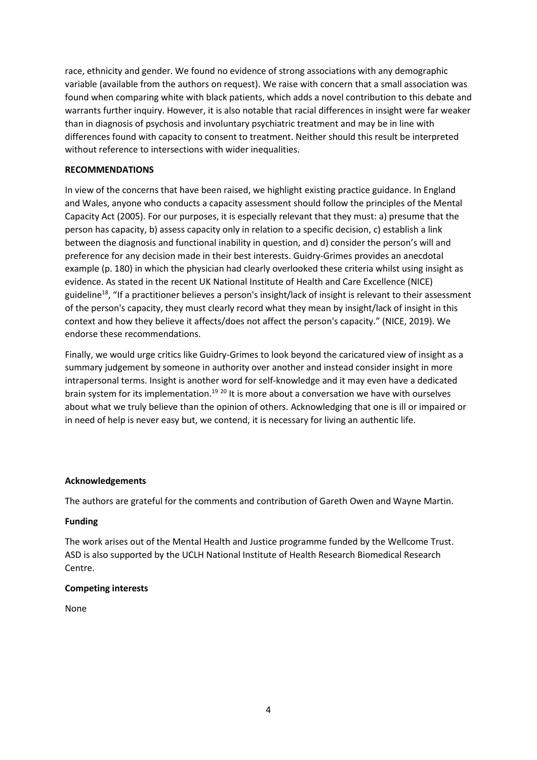race, ethnicity and gender. We found no evidence of strong associations with any demographic variable (available from the authors on request). We raise with concern that a small association was found when comparing white with black patients, which adds a novel contribution to this debate and warrants further inquiry. However, it is also notable that racial differences in insight were far weaker than in diagnosis of psychosis and involuntary psychiatric treatment and may be in line with differences found with capacity to consent to treatment. Neither should this result be interpreted without reference to intersections with wider inequalities.

**RECOMMENDATIONS**

In view of the concerns that have been raised, we highlight existing practice guidance. In England and Wales, anyone who conducts a capacity assessment should follow the principles of the Mental Capacity Act (2005). For our purposes, it is especially relevant that they must: a) presume that the person has capacity, b) assess capacity only in relation to a specific decision, c) establish a link between the diagnosis and functional inability in question, and d) consider the person's will and preference for any decision made in their best interests. Guidry-Grimes provides an anecdotal example (p. 180) in which the physician had clearly overlooked these criteria whilst using insight as evidence. As stated in the recent UK National Institute of Health and Care Excellence (NICE) guideline[18], "If a practitioner believes a person's insight/lack of insight is relevant to their assessment of the person's capacity, they must clearly record what they mean by insight/lack of insight in this context and how they believe it affects/does not affect the person's capacity." (NICE, 2019). We endorse these recommendations.

Finally, we would urge critics like Guidry-Grimes to look beyond the caricatured view of insight as a summary judgement by someone in authority over another and instead consider insight in more intrapersonal terms. Insight is another word for self-knowledge and it may even have a dedicated brain system for its implementation.[19 20] It is more about a conversation we have with ourselves about what we truly believe than the opinion of others. Acknowledging that one is ill or impaired or in need of help is never easy but, we contend, it is necessary for living an authentic life.

**Acknowledgements**

The authors are grateful for the comments and contribution of Gareth Owen and Wayne Martin.

**Funding**

The work arises out of the Mental Health and Justice programme funded by the Wellcome Trust. ASD is also supported by the UCLH National Institute of Health Research Biomedical Research Centre.

**Competing interests**

None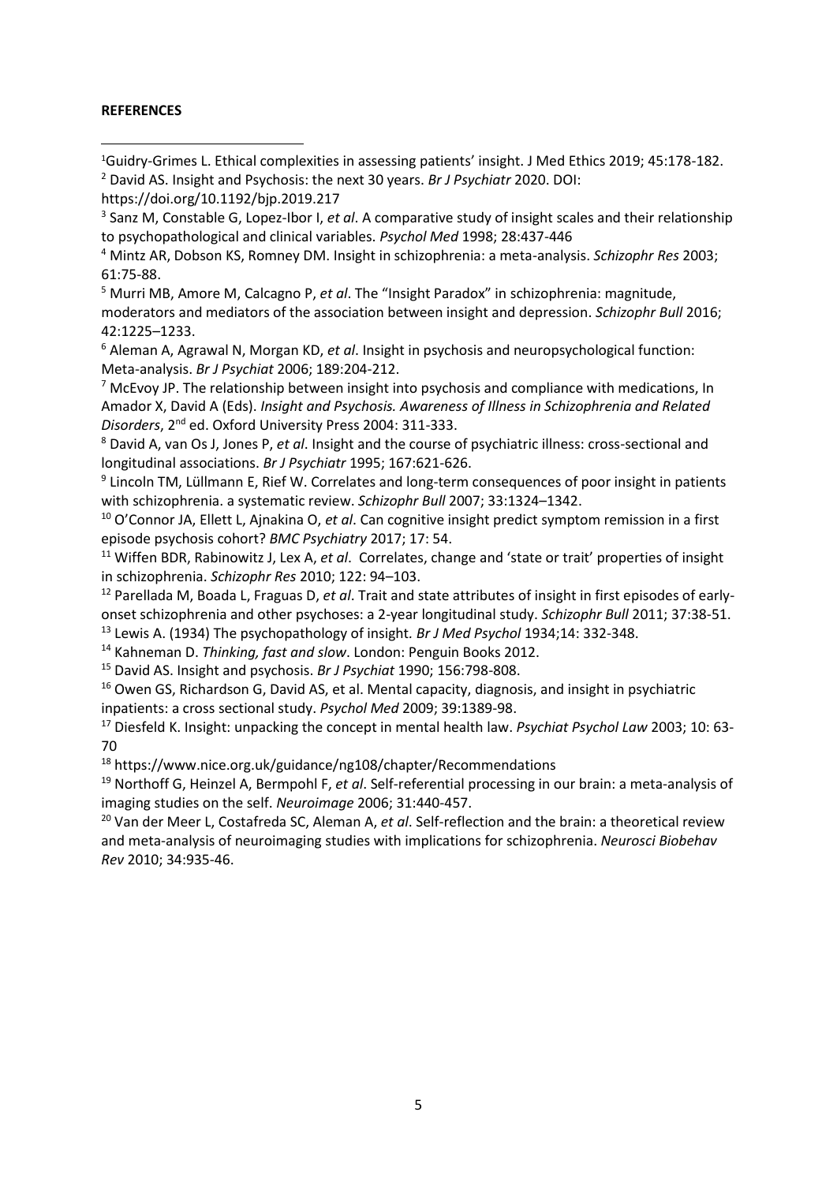**REFERENCES**

[1]Guidry-Grimes L. Ethical complexities in assessing patients' insight. J Med Ethics 2019; 45:178-182.

[2] David AS. Insight and Psychosis: the next 30 years. *Br J Psychiatr* 2020. DOI: https://doi.org/10.1192/bjp.2019.217

[3] Sanz M, Constable G, Lopez-Ibor I, *et al*. A comparative study of insight scales and their relationship to psychopathological and clinical variables. *Psychol Med* 1998; 28:437-446

[4] Mintz AR, Dobson KS, Romney DM. Insight in schizophrenia: a meta-analysis. *Schizophr Res* 2003; 61:75-88.

[5] Murri MB, Amore M, Calcagno P, *et al*. The "Insight Paradox" in schizophrenia: magnitude, moderators and mediators of the association between insight and depression. *Schizophr Bull* 2016; 42:1225–1233.

[6] Aleman A, Agrawal N, Morgan KD, *et al*. Insight in psychosis and neuropsychological function: Meta-analysis. *Br J Psychiat* 2006; 189:204-212.

[7] McEvoy JP. The relationship between insight into psychosis and compliance with medications, In Amador X, David A (Eds). *Insight and Psychosis. Awareness of Illness in Schizophrenia and Related Disorders*, 2nd ed. Oxford University Press 2004: 311-333.

[8] David A, van Os J, Jones P, *et al*. Insight and the course of psychiatric illness: cross-sectional and longitudinal associations. *Br J Psychiatr* 1995; 167:621-626.

[9] Lincoln TM, Lüllmann E, Rief W. Correlates and long-term consequences of poor insight in patients with schizophrenia. a systematic review. *Schizophr Bull* 2007; 33:1324–1342.

[10] O'Connor JA, Ellett L, Ajnakina O, *et al*. Can cognitive insight predict symptom remission in a first episode psychosis cohort? *BMC Psychiatry* 2017; 17: 54.

[11] Wiffen BDR, Rabinowitz J, Lex A, *et al*. Correlates, change and 'state or trait' properties of insight in schizophrenia. *Schizophr Res* 2010; 122: 94–103.

[12] Parellada M, Boada L, Fraguas D, *et al*. Trait and state attributes of insight in first episodes of early-onset schizophrenia and other psychoses: a 2-year longitudinal study. *Schizophr Bull* 2011; 37:38-51.

[13] Lewis A. (1934) The psychopathology of insight. *Br J Med Psychol* 1934;14: 332-348.

[14] Kahneman D. *Thinking, fast and slow*. London: Penguin Books 2012.

[15] David AS. Insight and psychosis. *Br J Psychiat* 1990; 156:798-808.

[16] Owen GS, Richardson G, David AS, et al. Mental capacity, diagnosis, and insight in psychiatric inpatients: a cross sectional study. *Psychol Med* 2009; 39:1389-98.

[17] Diesfeld K. Insight: unpacking the concept in mental health law. *Psychiat Psychol Law* 2003; 10: 63-70

[18] https://www.nice.org.uk/guidance/ng108/chapter/Recommendations

[19] Northoff G, Heinzel A, Bermpohl F, *et al*. Self-referential processing in our brain: a meta-analysis of imaging studies on the self. *Neuroimage* 2006; 31:440-457.

[20] Van der Meer L, Costafreda SC, Aleman A, *et al*. Self-reflection and the brain: a theoretical review and meta-analysis of neuroimaging studies with implications for schizophrenia. *Neurosci Biobehav Rev* 2010; 34:935-46.